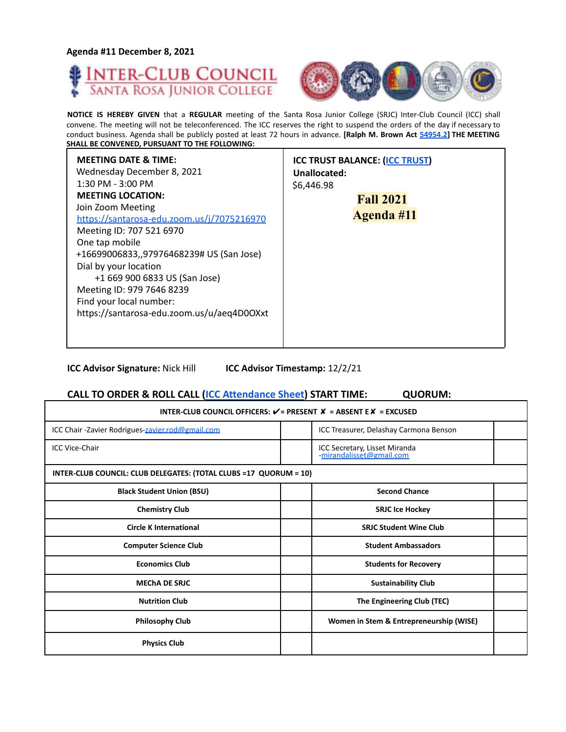Agenda #11 December 8, 2021

# INTER-CLUB COUNCIL
## SANTA ROSA JUNIOR COLLEGE

**NOTICE IS HEREBY GIVEN** that a **REGULAR** meeting of the Santa Rosa Junior College (SRJC) Inter-Club Council (ICC) shall convene. The meeting will not be teleconferenced. The ICC reserves the right to suspend the orders of the day if necessary to conduct business. Agenda shall be publicly posted at least 72 hours in advance. **[Ralph M. Brown Act 54954.2] THE MEETING SHALL BE CONVENED, PURSUANT TO THE FOLLOWING:**

| **MEETING DATE & TIME:**<br>Wednesday December 8, 2021<br>1:30 PM - 3:00 PM<br>**MEETING LOCATION:**<br>Join Zoom Meeting<br>https://santarosa-edu.zoom.us/j/7075216970<br>Meeting ID: 707 521 6970<br>One tap mobile<br>+16699006833,,97976468239# US (San Jose)<br>Dial by your location<br>+1 669 900 6833 US (San Jose)<br>Meeting ID: 979 7646 8239<br>Find your local number:<br>https://santarosa-edu.zoom.us/u/aeq4D0OXxt | **ICC TRUST BALANCE: (ICC TRUST)**<br>**Unallocated:**<br>$6,446.98<br>**Fall 2021**<br>**Agenda #11** |
|---|---|

**ICC Advisor Signature:** Nick Hill **ICC Advisor Timestamp:** 12/2/21

**CALL TO ORDER & ROLL CALL (ICC Attendance Sheet) START TIME: QUORUM:**

| **INTER-CLUB COUNCIL OFFICERS: ✔ = PRESENT ✘ = ABSENT E✘ = EXCUSED** | | | |
|---|---|---|---|
| ICC Chair -Zavier Rodrigues-zavier.rod@gmail.com | | ICC Treasurer, Delashay Carmona Benson | |
| ICC Vice-Chair | | ICC Secretary, Lisset Miranda -mirandalisset@gmail.com | |
| **INTER-CLUB COUNCIL: CLUB DELEGATES: (TOTAL CLUBS =17 QUORUM = 10)** | | | |
| **Black Student Union (BSU)** | | **Second Chance** | |
| **Chemistry Club** | | **SRJC Ice Hockey** | |
| **Circle K International** | | **SRJC Student Wine Club** | |
| **Computer Science Club** | | **Student Ambassadors** | |
| **Economics Club** | | **Students for Recovery** | |
| **MEChA DE SRJC** | | **Sustainability Club** | |
| **Nutrition Club** | | **The Engineering Club (TEC)** | |
| **Philosophy Club** | | **Women in Stem & Entrepreneurship (WISE)** | |
| **Physics Club** | | | |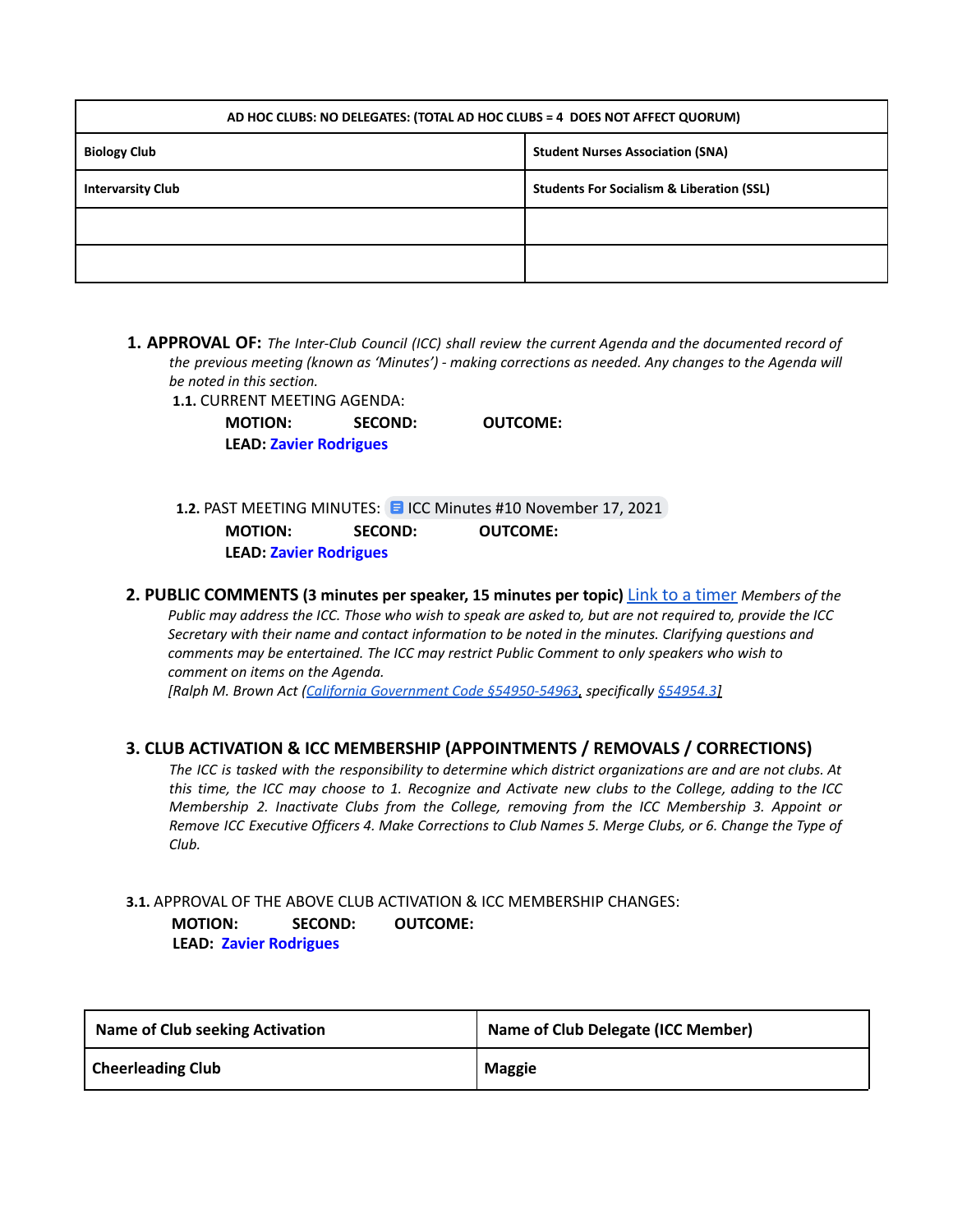| AD HOC CLUBS: NO DELEGATES: (TOTAL AD HOC CLUBS = 4 DOES NOT AFFECT QUORUM) | |
|---|---|
| **Biology Club** | **Student Nurses Association (SNA)** |
| **Intervarsity Club** | **Students For Socialism & Liberation (SSL)** |
| | |
| | |

## 1. APPROVAL OF:

*The Inter-Club Council (ICC) shall review the current Agenda and the documented record of the previous meeting (known as 'Minutes') - making corrections as needed. Any changes to the Agenda will be noted in this section.*

**1.1.** CURRENT MEETING AGENDA:

**MOTION:** **SECOND:** **OUTCOME:**
**LEAD:** **Zavier Rodrigues**

**1.2.** PAST MEETING MINUTES: ICC Minutes #10 November 17, 2021

**MOTION:** **SECOND:** **OUTCOME:**
**LEAD:** **Zavier Rodrigues**

## 2. PUBLIC COMMENTS (3 minutes per speaker, 15 minutes per topic)

Link to a timer *Members of the Public may address the ICC. Those who wish to speak are asked to, but are not required to, provide the ICC Secretary with their name and contact information to be noted in the minutes. Clarifying questions and comments may be entertained. The ICC may restrict Public Comment to only speakers who wish to comment on items on the Agenda.*
*[Ralph M. Brown Act (California Government Code §54950-54963, specifically §54954.3]*

## 3. CLUB ACTIVATION & ICC MEMBERSHIP (APPOINTMENTS / REMOVALS / CORRECTIONS)

*The ICC is tasked with the responsibility to determine which district organizations are and are not clubs. At this time, the ICC may choose to 1. Recognize and Activate new clubs to the College, adding to the ICC Membership 2. Inactivate Clubs from the College, removing from the ICC Membership 3. Appoint or Remove ICC Executive Officers 4. Make Corrections to Club Names 5. Merge Clubs, or 6. Change the Type of Club.*

**3.1.** APPROVAL OF THE ABOVE CLUB ACTIVATION & ICC MEMBERSHIP CHANGES:

**MOTION:** **SECOND:** **OUTCOME:**
**LEAD:** **Zavier Rodrigues**

| Name of Club seeking Activation | Name of Club Delegate (ICC Member) |
|---|---|
| **Cheerleading Club** | **Maggie** |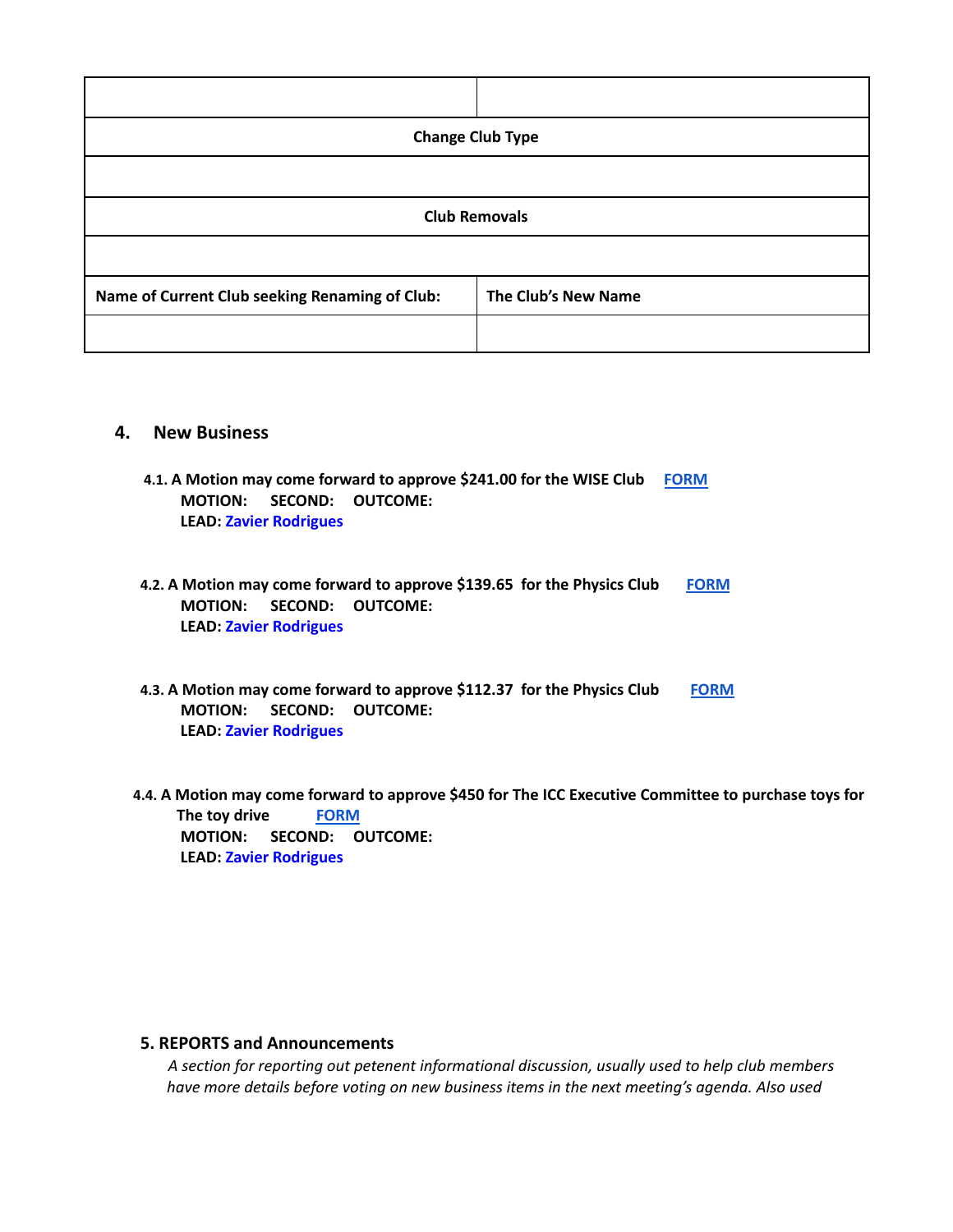| | |
|---|---|
| **Change Club Type** | |
| | |
| **Club Removals** | |
| | |
| **Name of Current Club seeking Renaming of Club:** | **The Club's New Name** |
| | |

## 4. New Business

**4.1. A Motion may come forward to approve $241.00 for the WISE Club** [FORM]
**MOTION: SECOND: OUTCOME:**
**LEAD: Zavier Rodrigues**

**4.2. A Motion may come forward to approve $139.65 for the Physics Club** [FORM]
**MOTION: SECOND: OUTCOME:**
**LEAD: Zavier Rodrigues**

**4.3. A Motion may come forward to approve $112.37 for the Physics Club** [FORM]
**MOTION: SECOND: OUTCOME:**
**LEAD: Zavier Rodrigues**

**4.4. A Motion may come forward to approve $450 for The ICC Executive Committee to purchase toys for The toy drive** [FORM]
**MOTION: SECOND: OUTCOME:**
**LEAD: Zavier Rodrigues**

## 5. REPORTS and Announcements

*A section for reporting out petenent informational discussion, usually used to help club members have more details before voting on new business items in the next meeting's agenda. Also used*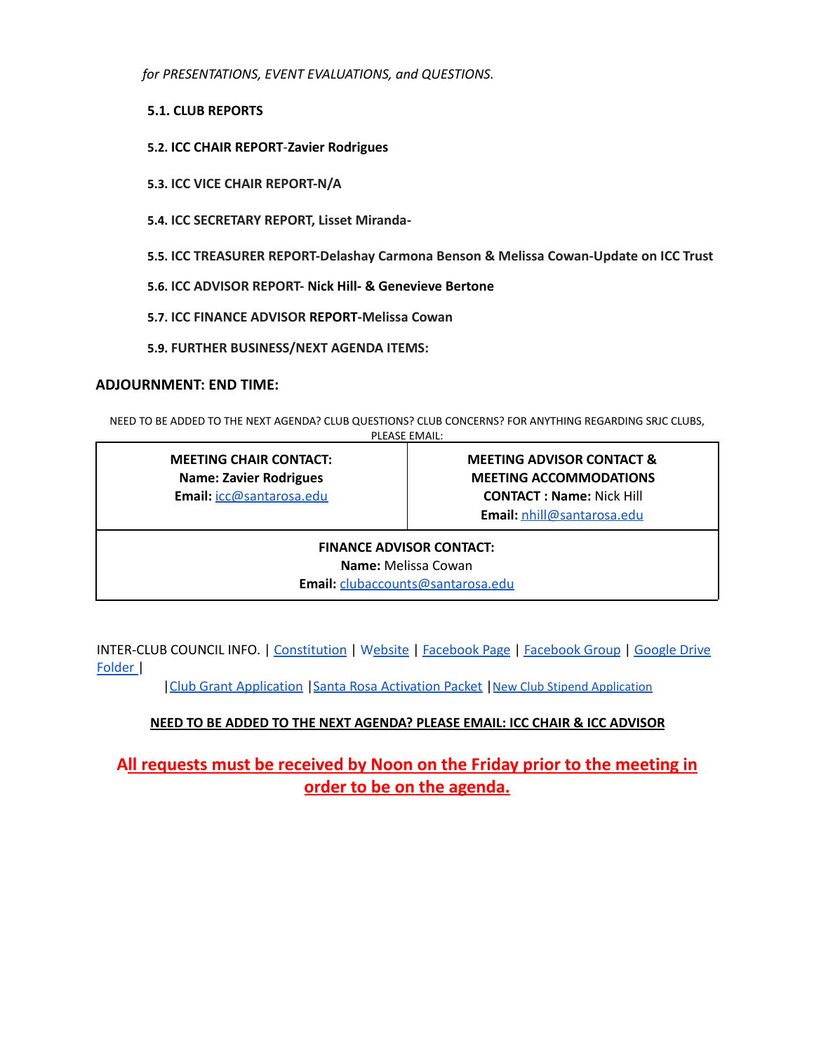*for PRESENTATIONS, EVENT EVALUATIONS, and QUESTIONS.*

**5.1. CLUB REPORTS**

**5.2. ICC CHAIR REPORT-Zavier Rodrigues**

**5.3. ICC VICE CHAIR REPORT-N/A**

**5.4. ICC SECRETARY REPORT, Lisset Miranda-**

**5.5. ICC TREASURER REPORT-Delashay Carmona Benson & Melissa Cowan-Update on ICC Trust**

**5.6. ICC ADVISOR REPORT- Nick Hill- & Genevieve Bertone**

**5.7. ICC FINANCE ADVISOR REPORT-Melissa Cowan**

**5.9. FURTHER BUSINESS/NEXT AGENDA ITEMS:**

## ADJOURNMENT: END TIME:

NEED TO BE ADDED TO THE NEXT AGENDA? CLUB QUESTIONS? CLUB CONCERNS? FOR ANYTHING REGARDING SRJC CLUBS, PLEASE EMAIL:

| | |
|---|---|
| **MEETING CHAIR CONTACT:**<br>**Name: Zavier Rodrigues**<br>**Email:** icc@santarosa.edu | **MEETING ADVISOR CONTACT & MEETING ACCOMMODATIONS CONTACT : Name:** Nick Hill<br>**Email:** nhill@santarosa.edu |
| **FINANCE ADVISOR CONTACT:**<br>**Name:** Melissa Cowan<br>**Email:** clubaccounts@santarosa.edu | |

INTER-CLUB COUNCIL INFO. | Constitution | Website | Facebook Page | Facebook Group | Google Drive Folder |

|Club Grant Application |Santa Rosa Activation Packet |New Club Stipend Application

**NEED TO BE ADDED TO THE NEXT AGENDA? PLEASE EMAIL: ICC CHAIR & ICC ADVISOR**

**All requests must be received by Noon on the Friday prior to the meeting in order to be on the agenda.**